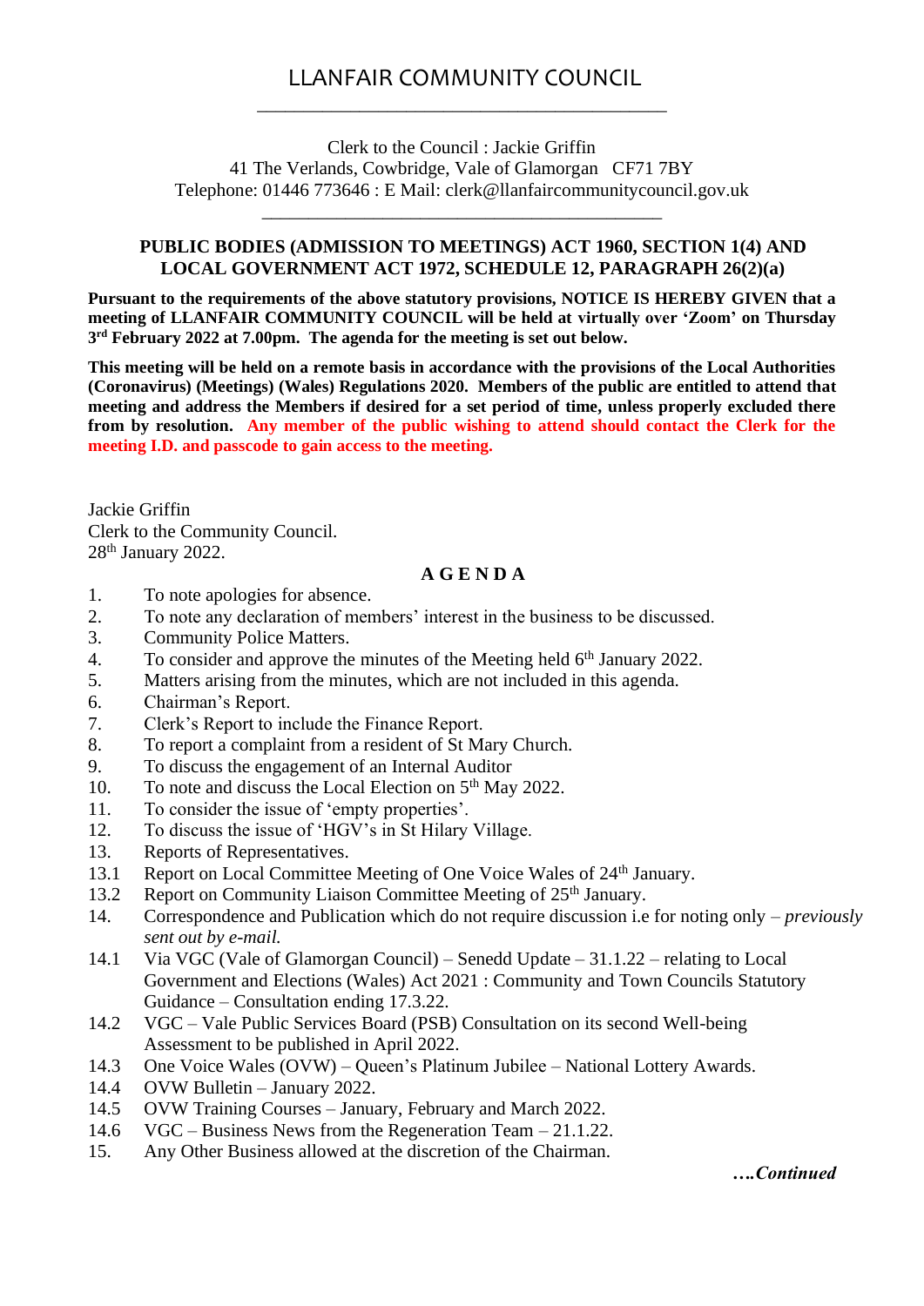# LLANFAIR COMMUNITY COUNCIL

Clerk to the Council : Jackie Griffin
41 The Verlands, Cowbridge, Vale of Glamorgan CF71 7BY
Telephone: 01446 773646 : E Mail: clerk@llanfaircommunitycouncil.gov.uk

**PUBLIC BODIES (ADMISSION TO MEETINGS) ACT 1960, SECTION 1(4) AND LOCAL GOVERNMENT ACT 1972, SCHEDULE 12, PARAGRAPH 26(2)(a)**

**Pursuant to the requirements of the above statutory provisions, NOTICE IS HEREBY GIVEN that a meeting of LLANFAIR COMMUNITY COUNCIL will be held at virtually over 'Zoom' on Thursday 3rd February 2022 at 7.00pm. The agenda for the meeting is set out below.**

**This meeting will be held on a remote basis in accordance with the provisions of the Local Authorities (Coronavirus) (Meetings) (Wales) Regulations 2020. Members of the public are entitled to attend that meeting and address the Members if desired for a set period of time, unless properly excluded there from by resolution. Any member of the public wishing to attend should contact the Clerk for the meeting I.D. and passcode to gain access to the meeting.**

Jackie Griffin
Clerk to the Community Council.
28th January 2022.

**A G E N D A**

1. To note apologies for absence.
2. To note any declaration of members' interest in the business to be discussed.
3. Community Police Matters.
4. To consider and approve the minutes of the Meeting held 6th January 2022.
5. Matters arising from the minutes, which are not included in this agenda.
6. Chairman's Report.
7. Clerk's Report to include the Finance Report.
8. To report a complaint from a resident of St Mary Church.
9. To discuss the engagement of an Internal Auditor
10. To note and discuss the Local Election on 5th May 2022.
11. To consider the issue of 'empty properties'.
12. To discuss the issue of 'HGV's in St Hilary Village.
13. Reports of Representatives.
    - 13.1 Report on Local Committee Meeting of One Voice Wales of 24th January.
    - 13.2 Report on Community Liaison Committee Meeting of 25th January.
14. Correspondence and Publication which do not require discussion i.e for noting only – *previously sent out by e-mail.*
    - 14.1 Via VGC (Vale of Glamorgan Council) – Senedd Update – 31.1.22 – relating to Local Government and Elections (Wales) Act 2021 : Community and Town Councils Statutory Guidance – Consultation ending 17.3.22.
    - 14.2 VGC – Vale Public Services Board (PSB) Consultation on its second Well-being Assessment to be published in April 2022.
    - 14.3 One Voice Wales (OVW) – Queen's Platinum Jubilee – National Lottery Awards.
    - 14.4 OVW Bulletin – January 2022.
    - 14.5 OVW Training Courses – January, February and March 2022.
    - 14.6 VGC – Business News from the Regeneration Team – 21.1.22.
15. Any Other Business allowed at the discretion of the Chairman.

***….Continued***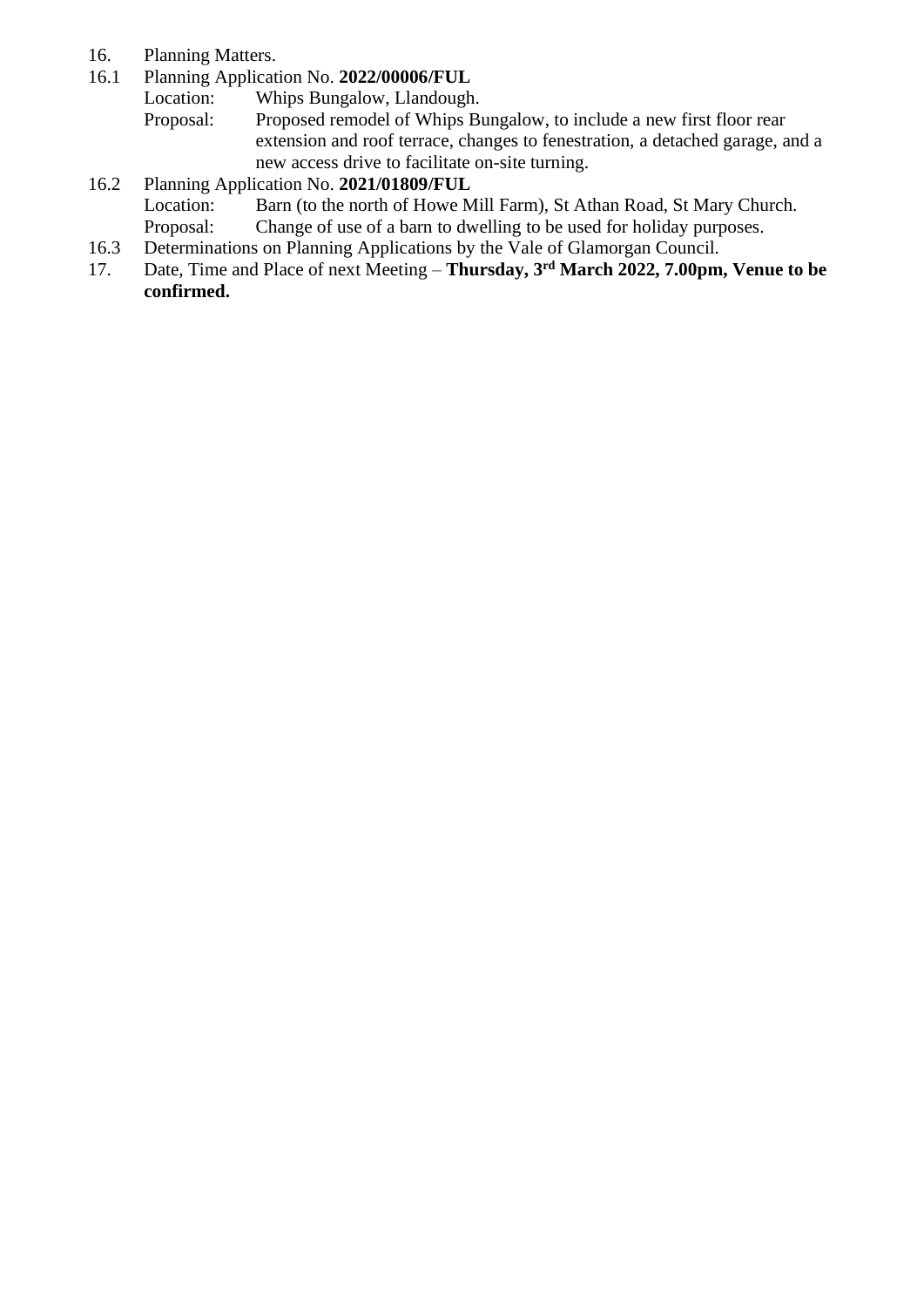16. Planning Matters.

16.1 Planning Application No. **2022/00006/FUL**

Location: Whips Bungalow, Llandough.

Proposal: Proposed remodel of Whips Bungalow, to include a new first floor rear extension and roof terrace, changes to fenestration, a detached garage, and a new access drive to facilitate on-site turning.

16.2 Planning Application No. **2021/01809/FUL**

Location: Barn (to the north of Howe Mill Farm), St Athan Road, St Mary Church.

Proposal: Change of use of a barn to dwelling to be used for holiday purposes.

16.3 Determinations on Planning Applications by the Vale of Glamorgan Council.

17. Date, Time and Place of next Meeting – **Thursday, 3rd March 2022, 7.00pm, Venue to be confirmed.**